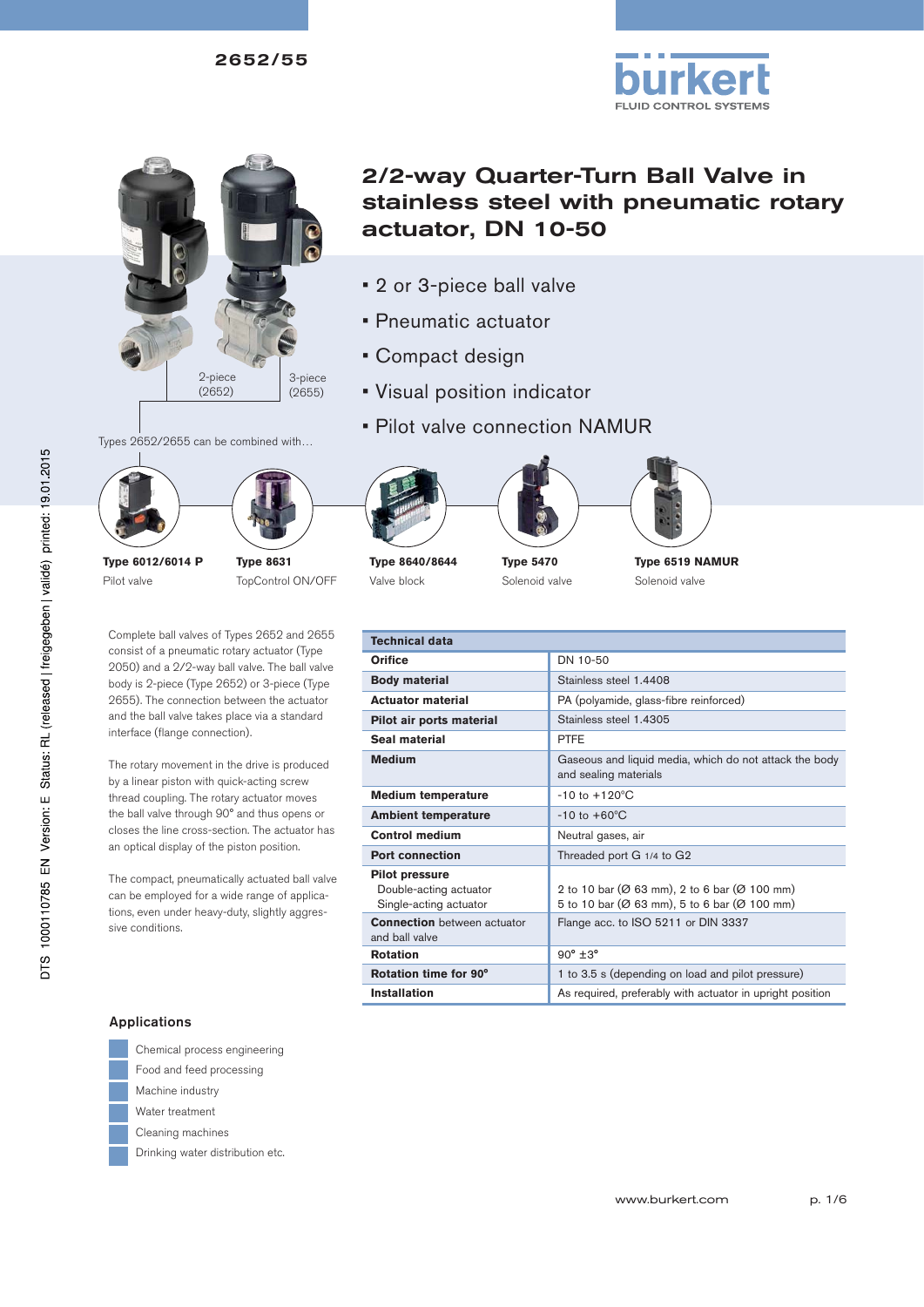2652/55

# 2/2-way Quarter-Turn Ball Valve in stainless steel with pneumatic rotary actuator, DN 10-50

- 2 or 3-piece ball valve
- Pneumatic actuator
- Compact design
- Visual position indicator
- Pilot valve connection NAMUR

2-piece (2652) | 3-piece (2655)

Types 2652/2655 can be combined with…

**Type 6012/6014 P**
Pilot valve

**Type 8631**
TopControl ON/OFF

**Type 8640/8644**
Valve block

**Type 5470**
Solenoid valve

**Type 6519 NAMUR**
Solenoid valve

Complete ball valves of Types 2652 and 2655 consist of a pneumatic rotary actuator (Type 2050) and a 2/2-way ball valve. The ball valve body is 2-piece (Type 2652) or 3-piece (Type 2655). The connection between the actuator and the ball valve takes place via a standard interface (flange connection).

The rotary movement in the drive is produced by a linear piston with quick-acting screw thread coupling. The rotary actuator moves the ball valve through 90° and thus opens or closes the line cross-section. The actuator has an optical display of the piston position.

The compact, pneumatically actuated ball valve can be employed for a wide range of applications, even under heavy-duty, slightly aggressive conditions.

| **Technical data** | |
|---|---|
| **Orifice** | DN 10-50 |
| **Body material** | Stainless steel 1.4408 |
| **Actuator material** | PA (polyamide, glass-fibre reinforced) |
| **Pilot air ports material** | Stainless steel 1.4305 |
| **Seal material** | PTFE |
| **Medium** | Gaseous and liquid media, which do not attack the body and sealing materials |
| **Medium temperature** | -10 to +120°C |
| **Ambient temperature** | -10 to +60°C |
| **Control medium** | Neutral gases, air |
| **Port connection** | Threaded port G 1/4 to G2 |
| **Pilot pressure**<br>Double-acting actuator<br>Single-acting actuator | <br>2 to 10 bar (Ø 63 mm), 2 to 6 bar (Ø 100 mm)<br>5 to 10 bar (Ø 63 mm), 5 to 6 bar (Ø 100 mm) |
| **Connection** between actuator and ball valve | Flange acc. to ISO 5211 or DIN 3337 |
| **Rotation** | 90° ±3° |
| **Rotation time for 90°** | 1 to 3.5 s (depending on load and pilot pressure) |
| **Installation** | As required, preferably with actuator in upright position |

## Applications

- Chemical process engineering
- Food and feed processing
- Machine industry
- Water treatment
- Cleaning machines
- Drinking water distribution etc.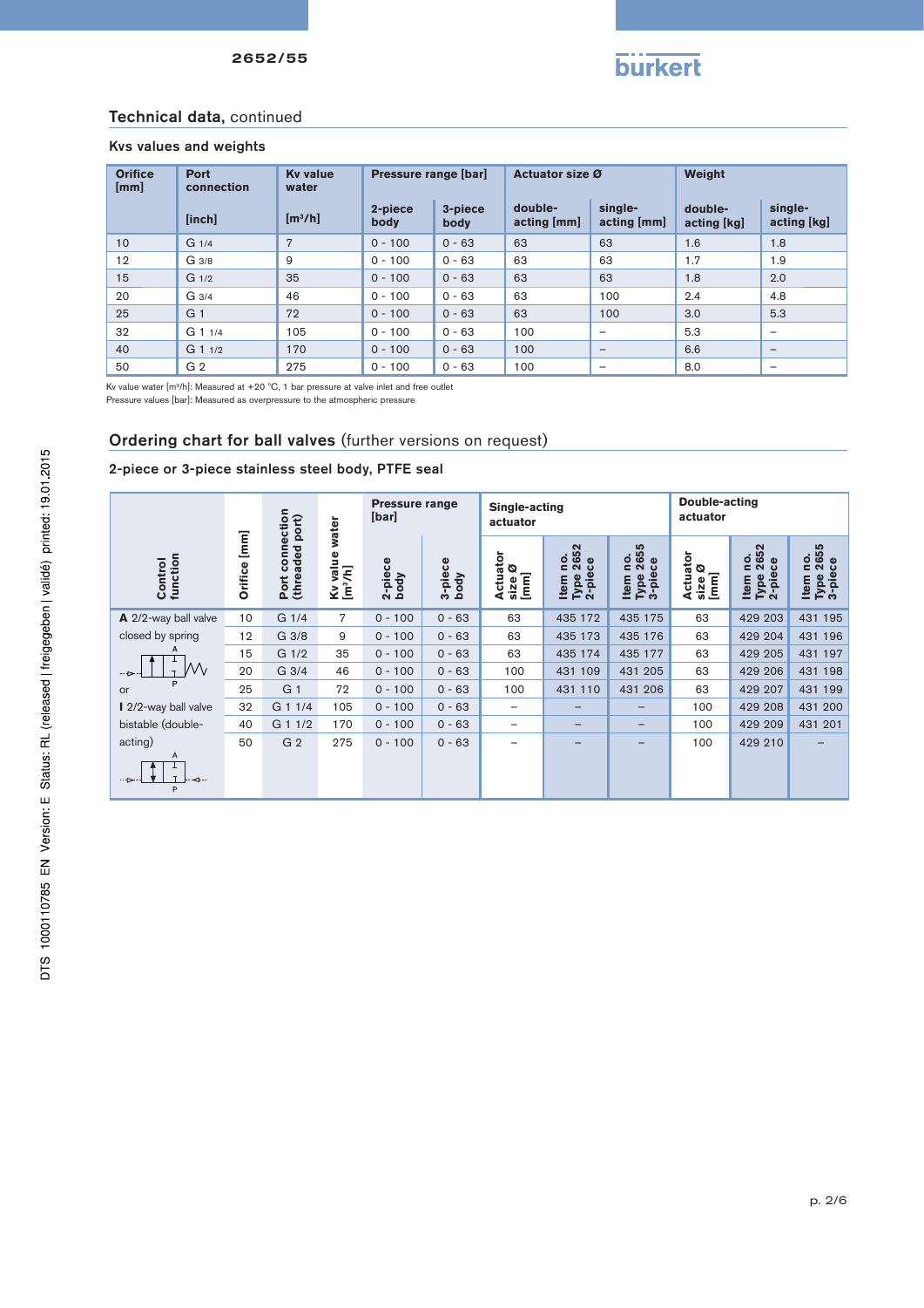## Technical data, continued

### Kvs values and weights

| Orifice [mm] | Port connection [inch] | Kv value water [m³/h] | Pressure range [bar] | | Actuator size Ø | | Weight | |
|---|---|---|---|---|---|---|---|---|
| | | | 2-piece body | 3-piece body | double-acting [mm] | single-acting [mm] | double-acting [kg] | single-acting [kg] |
| 10 | G 1/4 | 7 | 0 - 100 | 0 - 63 | 63 | 63 | 1.6 | 1.8 |
| 12 | G 3/8 | 9 | 0 - 100 | 0 - 63 | 63 | 63 | 1.7 | 1.9 |
| 15 | G 1/2 | 35 | 0 - 100 | 0 - 63 | 63 | 63 | 1.8 | 2.0 |
| 20 | G 3/4 | 46 | 0 - 100 | 0 - 63 | 63 | 100 | 2.4 | 4.8 |
| 25 | G 1 | 72 | 0 - 100 | 0 - 63 | 63 | 100 | 3.0 | 5.3 |
| 32 | G 1 1/4 | 105 | 0 - 100 | 0 - 63 | 100 | – | 5.3 | – |
| 40 | G 1 1/2 | 170 | 0 - 100 | 0 - 63 | 100 | – | 6.6 | – |
| 50 | G 2 | 275 | 0 - 100 | 0 - 63 | 100 | – | 8.0 | – |

Kv value water [m³/h]: Measured at +20 °C, 1 bar pressure at valve inlet and free outlet
Pressure values [bar]: Measured as overpressure to the atmospheric pressure

## Ordering chart for ball valves (further versions on request)

### 2-piece or 3-piece stainless steel body, PTFE seal

| Control function | Orifice [mm] | Port connection (threaded port) | Kv value water [m³/h] | Pressure range [bar] | | Single-acting actuator | | | Double-acting actuator | | |
|---|---|---|---|---|---|---|---|---|---|---|---|
| | | | | 2-piece body | 3-piece body | Actuator size Ø [mm] | Item no. Type 2652 2-piece | Item no. Type 2655 3-piece | Actuator size Ø [mm] | Item no. Type 2652 2-piece | Item no. Type 2655 3-piece |
| **A** 2/2-way ball valve closed by spring | 10 | G 1/4 | 7 | 0 - 100 | 0 - 63 | 63 | 435 172 | 435 175 | 63 | 429 203 | 431 195 |
| | 12 | G 3/8 | 9 | 0 - 100 | 0 - 63 | 63 | 435 173 | 435 176 | 63 | 429 204 | 431 196 |
| | 15 | G 1/2 | 35 | 0 - 100 | 0 - 63 | 63 | 435 174 | 435 177 | 63 | 429 205 | 431 197 |
| | 20 | G 3/4 | 46 | 0 - 100 | 0 - 63 | 100 | 431 109 | 431 205 | 63 | 429 206 | 431 198 |
| or | 25 | G 1 | 72 | 0 - 100 | 0 - 63 | 100 | 431 110 | 431 206 | 63 | 429 207 | 431 199 |
| **I** 2/2-way ball valve bistable (double-acting) | 32 | G 1 1/4 | 105 | 0 - 100 | 0 - 63 | – | – | – | 100 | 429 208 | 431 200 |
| | 40 | G 1 1/2 | 170 | 0 - 100 | 0 - 63 | – | – | – | 100 | 429 209 | 431 201 |
| | 50 | G 2 | 275 | 0 - 100 | 0 - 63 | – | – | – | 100 | 429 210 | – |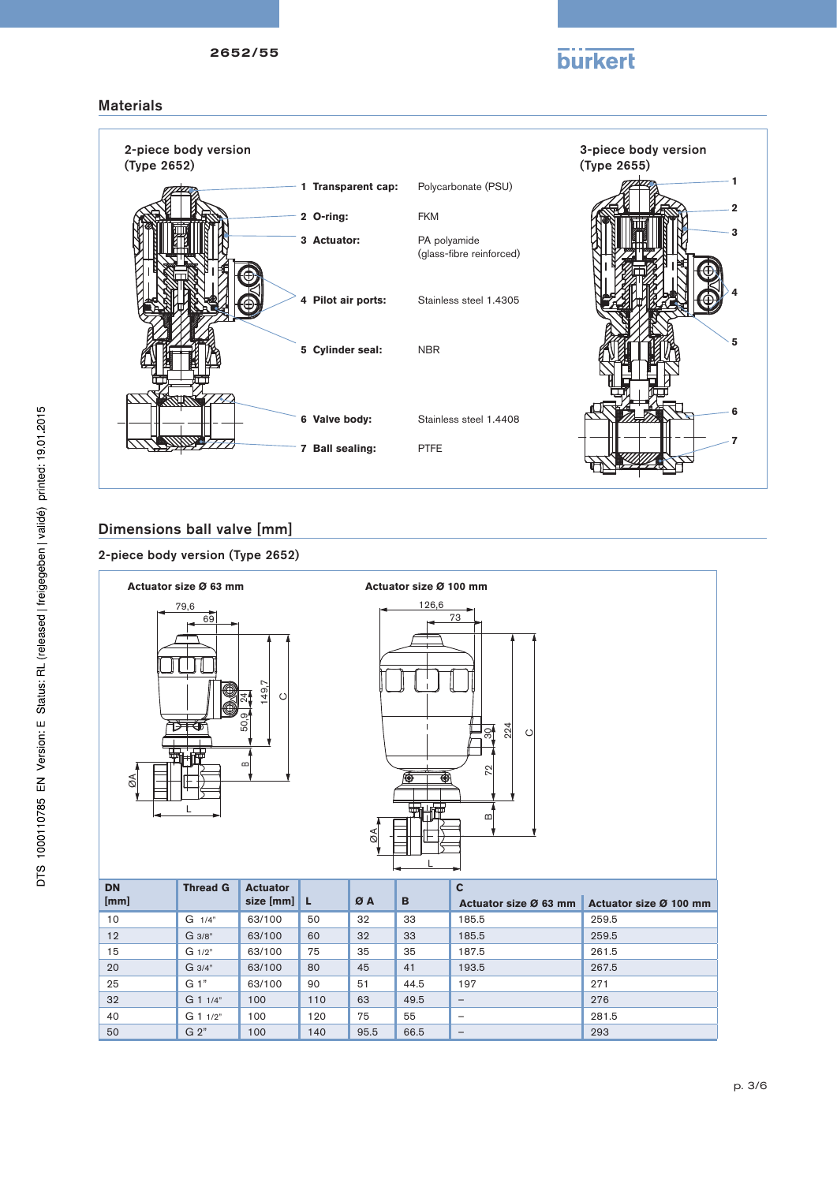## Materials

2-piece body version (Type 2652)

3-piece body version (Type 2655)

| No. | Part | Material |
|---|---|---|
| 1 | Transparent cap: | Polycarbonate (PSU) |
| 2 | O-ring: | FKM |
| 3 | Actuator: | PA polyamide (glass-fibre reinforced) |
| 4 | Pilot air ports: | Stainless steel 1.4305 |
| 5 | Cylinder seal: | NBR |
| 6 | Valve body: | Stainless steel 1.4408 |
| 7 | Ball sealing: | PTFE |

## Dimensions ball valve [mm]

### 2-piece body version (Type 2652)

Actuator size Ø 63 mm

Actuator size Ø 100 mm

| DN [mm] | Thread G | Actuator size [mm] | L | Ø A | B | C Actuator size Ø 63 mm | C Actuator size Ø 100 mm |
|---|---|---|---|---|---|---|---|
| 10 | G 1/4" | 63/100 | 50 | 32 | 33 | 185.5 | 259.5 |
| 12 | G 3/8" | 63/100 | 60 | 32 | 33 | 185.5 | 259.5 |
| 15 | G 1/2" | 63/100 | 75 | 35 | 35 | 187.5 | 261.5 |
| 20 | G 3/4" | 63/100 | 80 | 45 | 41 | 193.5 | 267.5 |
| 25 | G 1" | 63/100 | 90 | 51 | 44.5 | 197 | 271 |
| 32 | G 1 1/4" | 100 | 110 | 63 | 49.5 | – | 276 |
| 40 | G 1 1/2" | 100 | 120 | 75 | 55 | – | 281.5 |
| 50 | G 2" | 100 | 140 | 95.5 | 66.5 | – | 293 |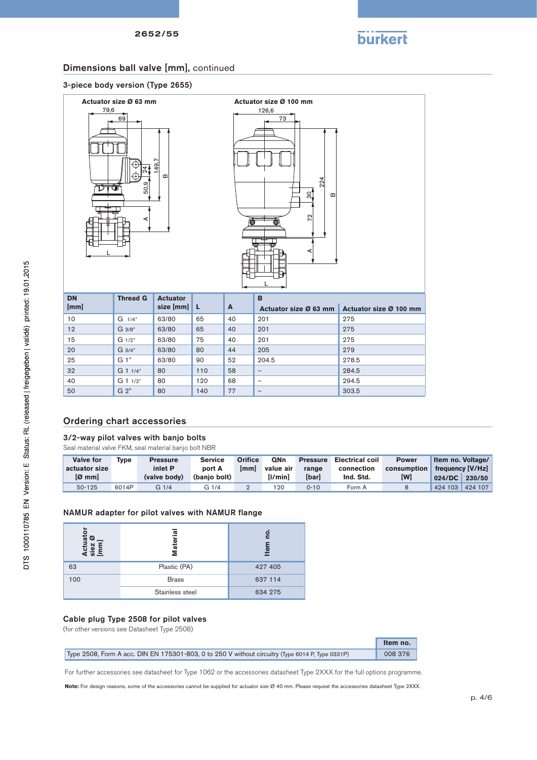## Dimensions ball valve [mm], continued

### 3-piece body version (Type 2655)

| DN [mm] | Thread G | Actuator size [mm] | L | A | B | |
|---|---|---|---|---|---|---|
| | | | | | Actuator size Ø 63 mm | Actuator size Ø 100 mm |
| 10 | G 1/4" | 63/80 | 65 | 40 | 201 | 275 |
| 12 | G 3/8" | 63/80 | 65 | 40 | 201 | 275 |
| 15 | G 1/2" | 63/80 | 75 | 40 | 201 | 275 |
| 20 | G 3/4" | 63/80 | 80 | 44 | 205 | 279 |
| 25 | G 1" | 63/80 | 90 | 52 | 204.5 | 278.5 |
| 32 | G 1 1/4" | 80 | 110 | 58 | – | 284.5 |
| 40 | G 1 1/2" | 80 | 120 | 68 | – | 294.5 |
| 50 | G 2" | 80 | 140 | 77 | – | 303.5 |

## Ordering chart accessories

### 3/2-way pilot valves with banjo bolts

Seal material valve FKM, seal material banjo bolt NBR

| Valve for actuator size [Ø mm] | Type | Pressure inlet P (valve body) | Service port A (banjo bolt) | Orifice [mm] | QNn value air [l/min] | Pressure range [bar] | Electrical coil connection Ind. Std. | Power consumption [W] | Item no. Voltage/ frequency [V/Hz] | |
|---|---|---|---|---|---|---|---|---|---|---|
| | | | | | | | | | 024/DC | 230/50 |
| 50-125 | 6014P | G 1/4 | G 1/4 | 2 | 120 | 0-10 | Form A | 8 | 424 103 | 424 107 |

### NAMUR adapter for pilot valves with NAMUR flange

| Actuator siez Ø [mm] | Material | Item no. |
|---|---|---|
| 63 | Plastic (PA) | 427 405 |
| 100 | Brass | 637 114 |
| | Stainless steel | 634 275 |

### Cable plug Type 2508 for pilot valves

(for other versions see Datasheet Type 2508)

| | Item no. |
|---|---|
| Type 2508, Form A acc. DIN EN 175301-803, 0 to 250 V without circuitry (Type 6014 P, Type 0331P) | 008 376 |

For further accessories see datasheet for Type 1062 or the accessories datasheet Type 2XXX for the full options programme.

**Note:** For design reasons, some of the accessories cannot be supplied for actuator size Ø 40 mm. Please request the accessories datasheet Type 2XXX.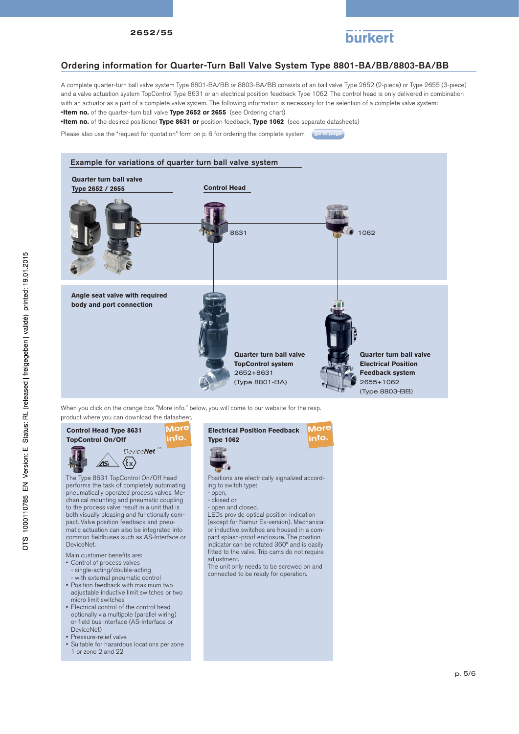## Ordering information for Quarter-Turn Ball Valve System Type 8801-BA/BB/8803-BA/BB

A complete quarter-turn ball valve system Type 8801-BA/BB or 8803-BA/BB consists of an ball valve Type 2652 (2-piece) or Type 2655 (3-piece) and a valve actuation system TopControl Type 8631 or an electrical position feedback Type 1062. The control head is only delivered in combination with an actuator as a part of a complete valve system. The following information is necessary for the selection of a complete valve system:

- **Item no.** of the quarter-turn ball valve **Type 2652 or 2655** (see Ordering chart)
- **Item no.** of the desired positioner **Type 8631 or** position feedback, **Type 1062** (see separate datasheets)

Please also use the "request for quotation" form on p. 6 for ordering the complete system go to page

### Example for variations of quarter turn ball valve system

**Quarter turn ball valve Type 2652 / 2655**

**Control Head**

8631

1062

**Angle seat valve with required body and port connection**

**Quarter turn ball valve TopControl system**
2652+8631
(Type 8801-BA)

**Quarter turn ball valve Electrical Position Feedback system**
2655+1062
(Type 8803-BB)

When you click on the orange box "More info." below, you will come to our website for the resp. product where you can download the datasheet.

### Control Head Type 8631 TopControl On/Off

More info.

DeviceNet™

The Type 8631 TopControl On/Off head performs the task of completely automating pneumatically operated process valves. Mechanical mounting and pneumatic coupling to the process valve result in a unit that is both visually pleasing and functionally compact. Valve position feedback and pneumatic actuation can also be integrated into common fieldbuses such as AS-Interface or DeviceNet.

Main customer benefits are:

- Control of process valves
  - single-acting/double-acting
  - with external pneumatic control
- Position feedback with maximum two adjustable inductive limit switches or two micro limit switches
- Electrical control of the control head, optionally via multipole (parallel wiring) or field bus interface (AS-Interface or DeviceNet)
- Pressure-relief valve
- Suitable for hazardous locations per zone 1 or zone 2 and 22

### Electrical Position Feedback Type 1062

More info.

Positions are electrically signalized according to switch type:
- open,
- closed or
- open and closed.

LEDs provide optical position indication (except for Namur Ex-version). Mechanical or inductive switches are housed in a compact splash-proof enclosure. The position indicator can be rotated 360° and is easily fitted to the valve. Trip cams do not require adjustment.
The unit only needs to be screwed on and connected to be ready for operation.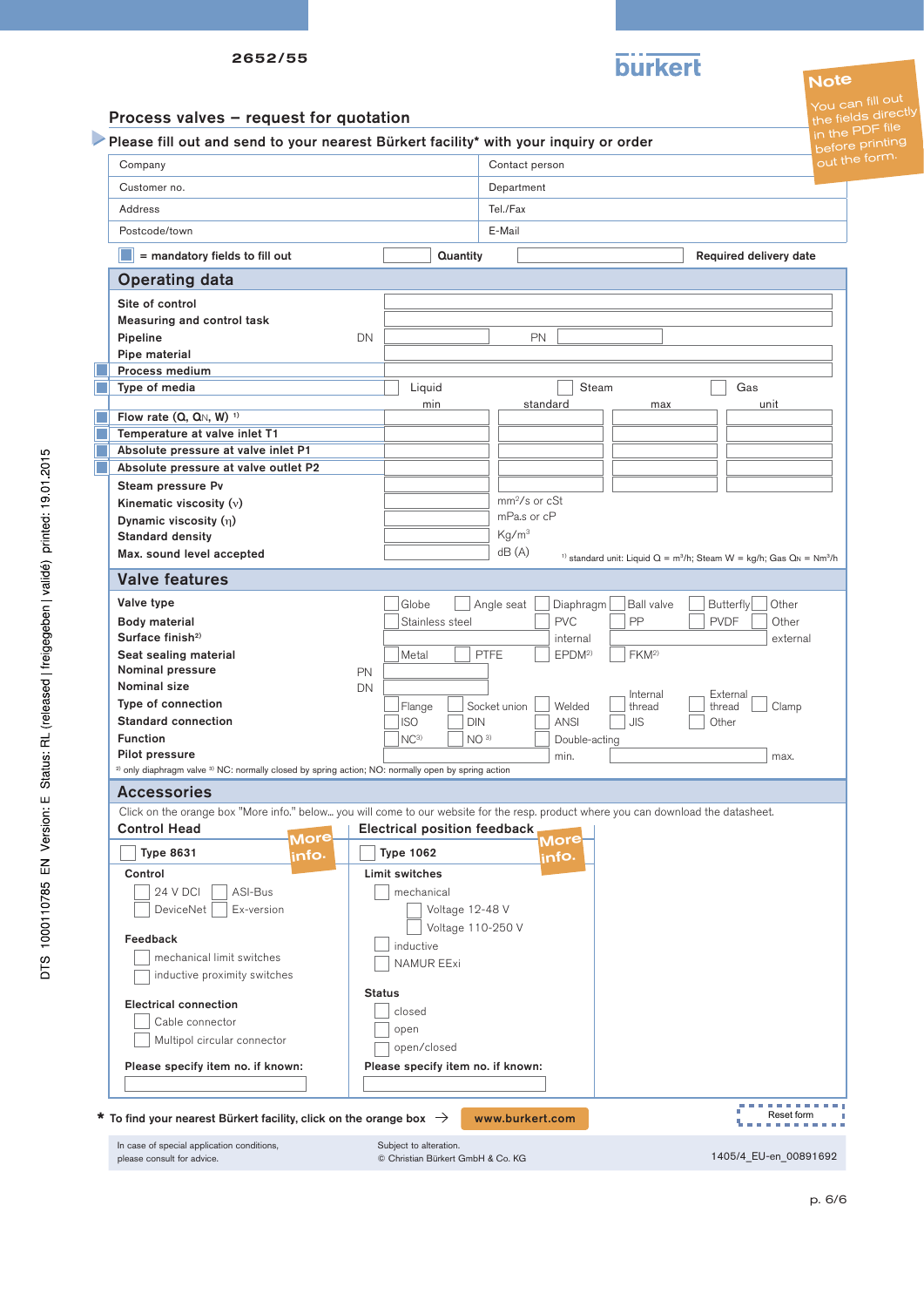2652/55

bürkert

**Note**
You can fill out the fields directly in the PDF file before printing out the form.

## Process valves – request for quotation

Please fill out and send to your nearest Bürkert facility* with your inquiry or order

| | |
|---|---|
| Company | Contact person |
| Customer no. | Department |
| Address | Tel./Fax |
| Postcode/town | E-Mail |

= mandatory fields to fill out     Quantity     Required delivery date

## Operating data

| | | | | |
|---|---|---|---|---|
| Site of control | | | | |
| Measuring and control task | | | | |
| Pipeline DN | | PN | | |
| Pipe material | | | | |
| Process medium | | | | |
| Type of media | Liquid | Steam | Gas | |
| | min | standard | max | unit |
| Flow rate (Q, $Q_N$, W) [1] | | | | |
| Temperature at valve inlet T1 | | | | |
| Absolute pressure at valve inlet P1 | | | | |
| Absolute pressure at valve outlet P2 | | | | |
| Steam pressure Pv | | | | |
| Kinematic viscosity (ν) | mm²/s or cSt | | | |
| Dynamic viscosity (η) | mPa.s or cP | | | |
| Standard density | Kg/m³ | | | |
| Max. sound level accepted | dB (A) | | | |

[1] standard unit: Liquid Q = m³/h; Steam W = kg/h; Gas $Q_N$ = Nm³/h

## Valve features

| | |
|---|---|
| Valve type | Globe / Angle seat / Diaphragm / Ball valve / Butterfly / Other |
| Body material | Stainless steel / PVC / PP / PVDF / Other |
| Surface finish[2] | internal / external |
| Seat sealing material | Metal / PTFE / EPDM[2] / FKM[2] |
| Nominal pressure PN | |
| Nominal size DN | |
| Type of connection | Flange / Socket union / Welded / Internal thread / External thread / Clamp |
| Standard connection | ISO / DIN / ANSI / JIS / Other |
| Function | NC[3] / NO [3] / Double-acting |
| Pilot pressure | min. / max. |

[2] only diaphragm valve [3] NC: normally closed by spring action; NO: normally open by spring action

## Accessories

Click on the orange box "More info." below... you will come to our website for the resp. product where you can download the datasheet.

### Control Head

More info.

Type 8631

**Control**

- 24 V DCI
- ASI-Bus
- DeviceNet
- Ex-version

**Feedback**

- mechanical limit switches
- inductive proximity switches

**Electrical connection**

- Cable connector
- Multipol circular connector

**Please specify item no. if known:**

### Electrical position feedback

More info.

Type 1062

**Limit switches**

- mechanical
  - Voltage 12-48 V
  - Voltage 110-250 V
- inductive
- NAMUR EExi

**Status**

- closed
- open
- open/closed

**Please specify item no. if known:**

\* To find your nearest Bürkert facility, click on the orange box → **www.burkert.com**

Reset form

In case of special application conditions, please consult for advice.

Subject to alteration.
© Christian Bürkert GmbH & Co. KG

1405/4_EU-en_00891692

DTS 1000110785 EN Version: E Status: RL (released | freigegeben | validé) printed: 19.01.2015